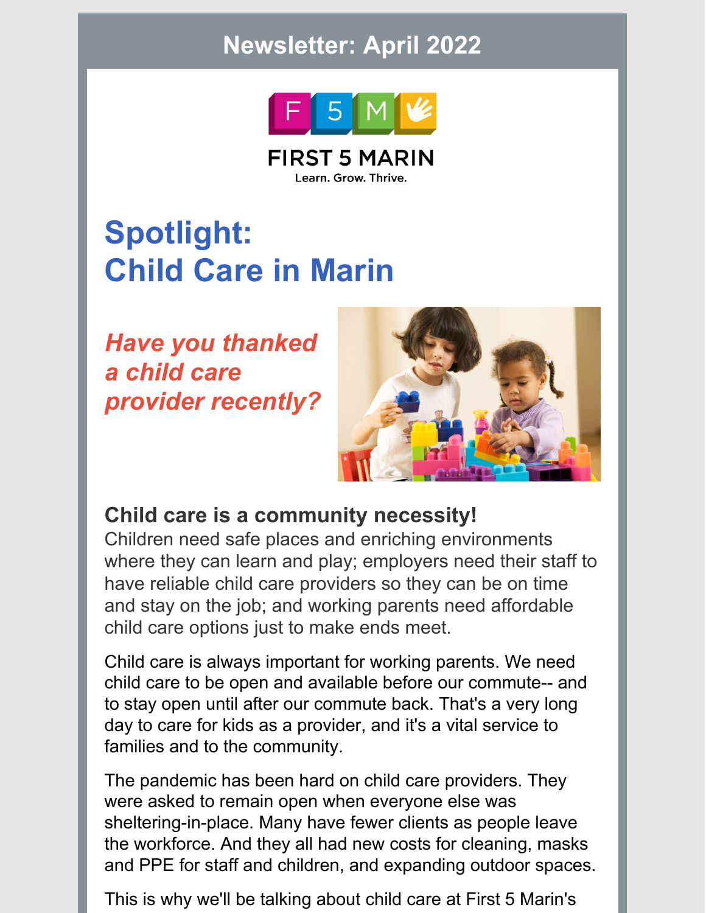# Newsletter: April 2022

FIRST 5 MARIN

Learn. Grow. Thrive.

## Spotlight: Child Care in Marin

***Have you thanked a child care provider recently?***

### Child care is a community necessity!

Children need safe places and enriching environments where they can learn and play; employers need their staff to have reliable child care providers so they can be on time and stay on the job; and working parents need affordable child care options just to make ends meet.

Child care is always important for working parents. We need child care to be open and available before our commute-- and to stay open until after our commute back. That's a very long day to care for kids as a provider, and it's a vital service to families and to the community.

The pandemic has been hard on child care providers. They were asked to remain open when everyone else was sheltering-in-place. Many have fewer clients as people leave the workforce. And they all had new costs for cleaning, masks and PPE for staff and children, and expanding outdoor spaces.

This is why we'll be talking about child care at First 5 Marin's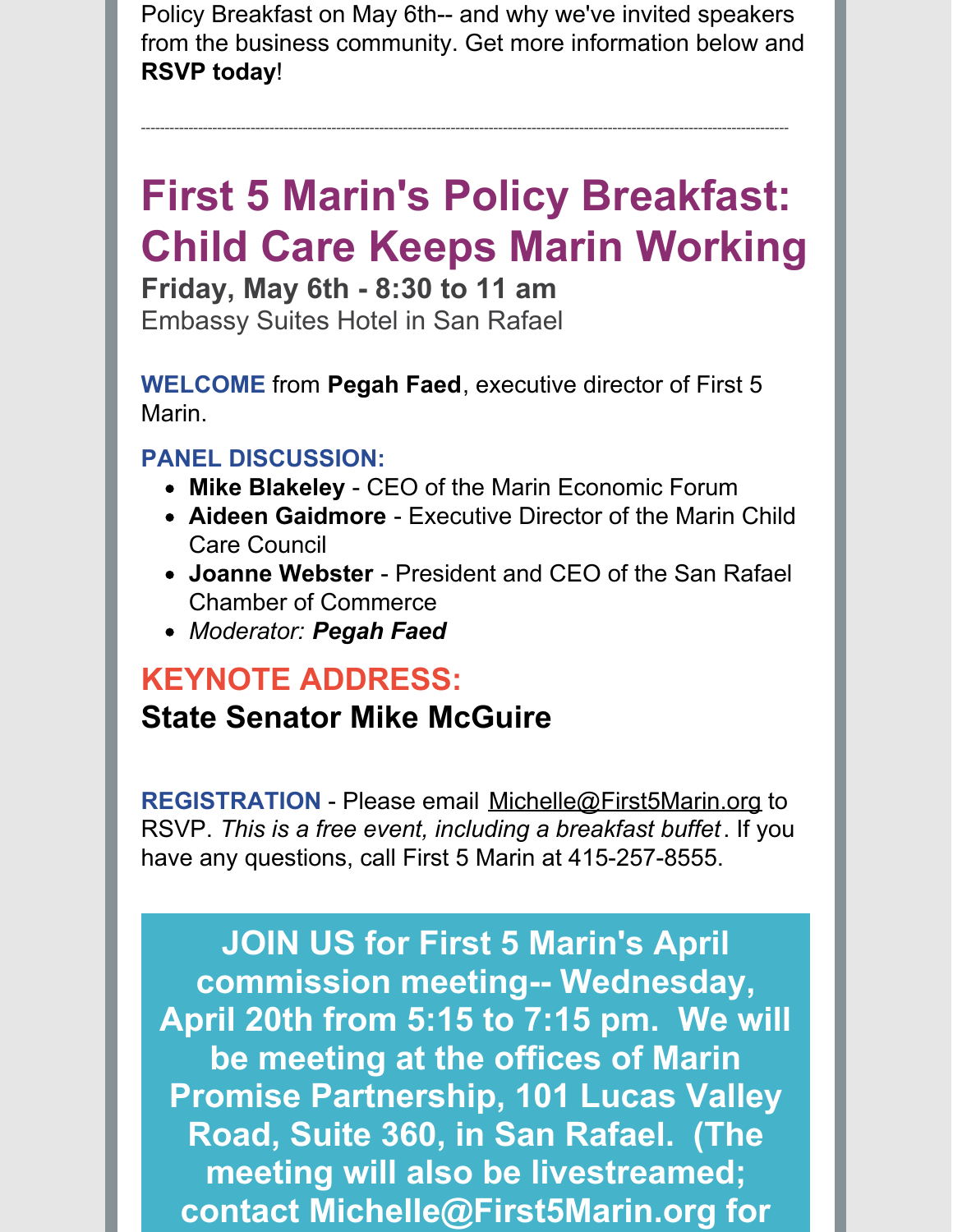Policy Breakfast on May 6th-- and why we've invited speakers from the business community. Get more information below and **RSVP today**!

---

# First 5 Marin's Policy Breakfast: Child Care Keeps Marin Working

**Friday, May 6th - 8:30 to 11 am**

Embassy Suites Hotel in San Rafael

**WELCOME** from **Pegah Faed**, executive director of First 5 Marin.

**PANEL DISCUSSION:**

- **Mike Blakeley** - CEO of the Marin Economic Forum
- **Aideen Gaidmore** - Executive Director of the Marin Child Care Council
- **Joanne Webster** - President and CEO of the San Rafael Chamber of Commerce
- *Moderator:* ***Pegah Faed***

## KEYNOTE ADDRESS:

### State Senator Mike McGuire

**REGISTRATION** - Please email Michelle@First5Marin.org to RSVP. *This is a free event, including a breakfast buffet*. If you have any questions, call First 5 Marin at 415-257-8555.

**JOIN US for First 5 Marin's April commission meeting-- Wednesday, April 20th from 5:15 to 7:15 pm. We will be meeting at the offices of Marin Promise Partnership, 101 Lucas Valley Road, Suite 360, in San Rafael. (The meeting will also be livestreamed; contact Michelle@First5Marin.org for**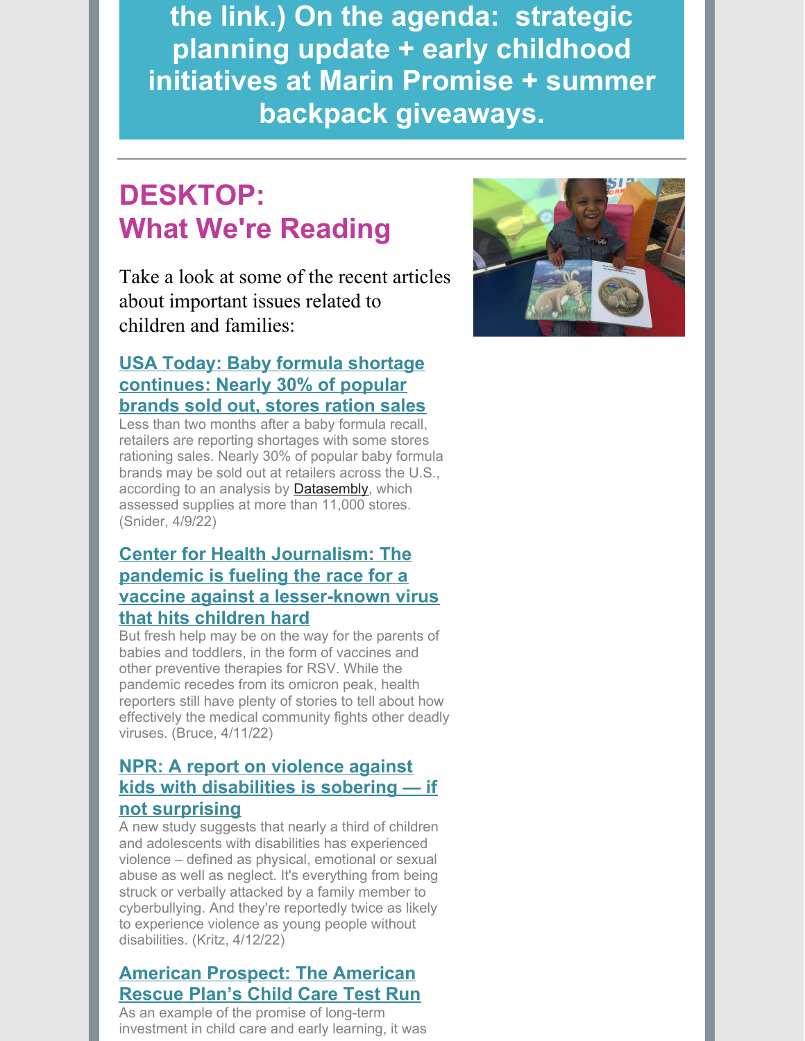the link.) On the agenda: strategic planning update + early childhood initiatives at Marin Promise + summer backpack giveaways.

---

## DESKTOP: What We're Reading

Take a look at some of the recent articles about important issues related to children and families:

### USA Today: Baby formula shortage continues: Nearly 30% of popular brands sold out, stores ration sales

Less than two months after a baby formula recall, retailers are reporting shortages with some stores rationing sales. Nearly 30% of popular baby formula brands may be sold out at retailers across the U.S., according to an analysis by Datasembly, which assessed supplies at more than 11,000 stores. (Snider, 4/9/22)

### Center for Health Journalism: The pandemic is fueling the race for a vaccine against a lesser-known virus that hits children hard

But fresh help may be on the way for the parents of babies and toddlers, in the form of vaccines and other preventive therapies for RSV. While the pandemic recedes from its omicron peak, health reporters still have plenty of stories to tell about how effectively the medical community fights other deadly viruses. (Bruce, 4/11/22)

### NPR: A report on violence against kids with disabilities is sobering — if not surprising

A new study suggests that nearly a third of children and adolescents with disabilities has experienced violence – defined as physical, emotional or sexual abuse as well as neglect. It's everything from being struck or verbally attacked by a family member to cyberbullying. And they're reportedly twice as likely to experience violence as young people without disabilities. (Kritz, 4/12/22)

### American Prospect: The American Rescue Plan's Child Care Test Run

As an example of the promise of long-term investment in child care and early learning, it was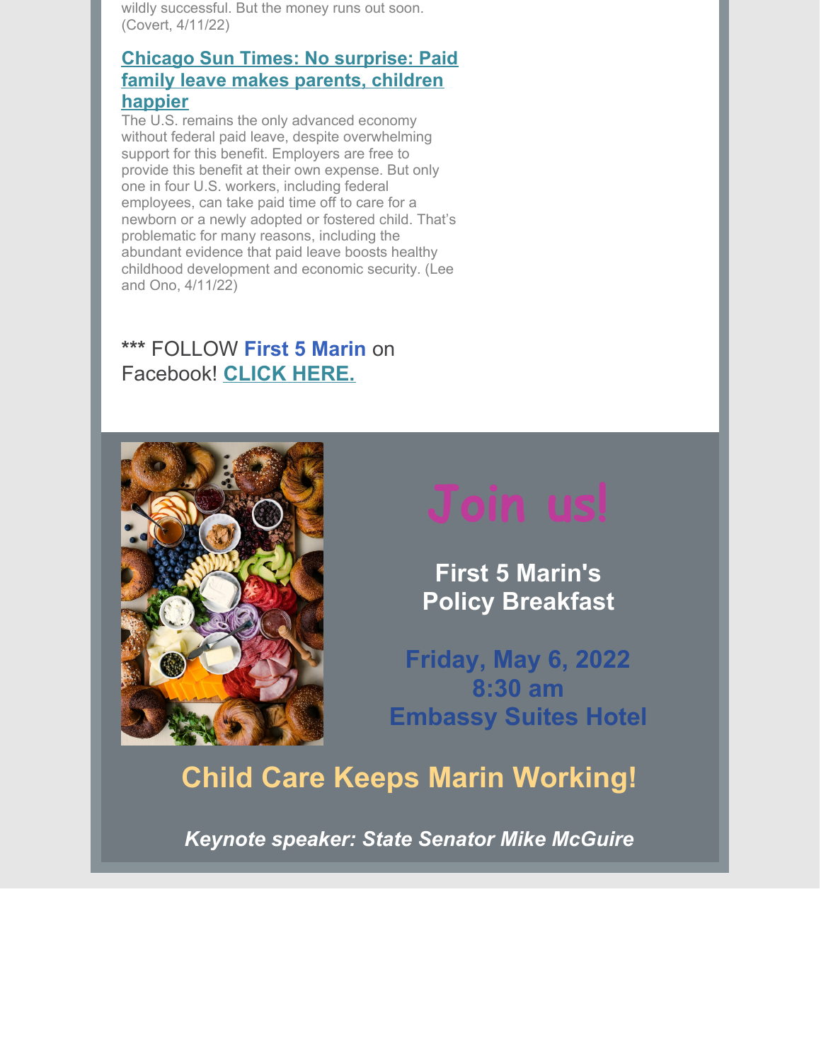wildly successful. But the money runs out soon. (Covert, 4/11/22)

### Chicago Sun Times: No surprise: Paid family leave makes parents, children happier

The U.S. remains the only advanced economy without federal paid leave, despite overwhelming support for this benefit. Employers are free to provide this benefit at their own expense. But only one in four U.S. workers, including federal employees, can take paid time off to care for a newborn or a newly adopted or fostered child. That's problematic for many reasons, including the abundant evidence that paid leave boosts healthy childhood development and economic security. (Lee and Ono, 4/11/22)

*** FOLLOW **First 5 Marin** on Facebook! **CLICK HERE.**

# Join us!

**First 5 Marin's Policy Breakfast**

**Friday, May 6, 2022**
**8:30 am**
**Embassy Suites Hotel**

## Child Care Keeps Marin Working!

***Keynote speaker: State Senator Mike McGuire***